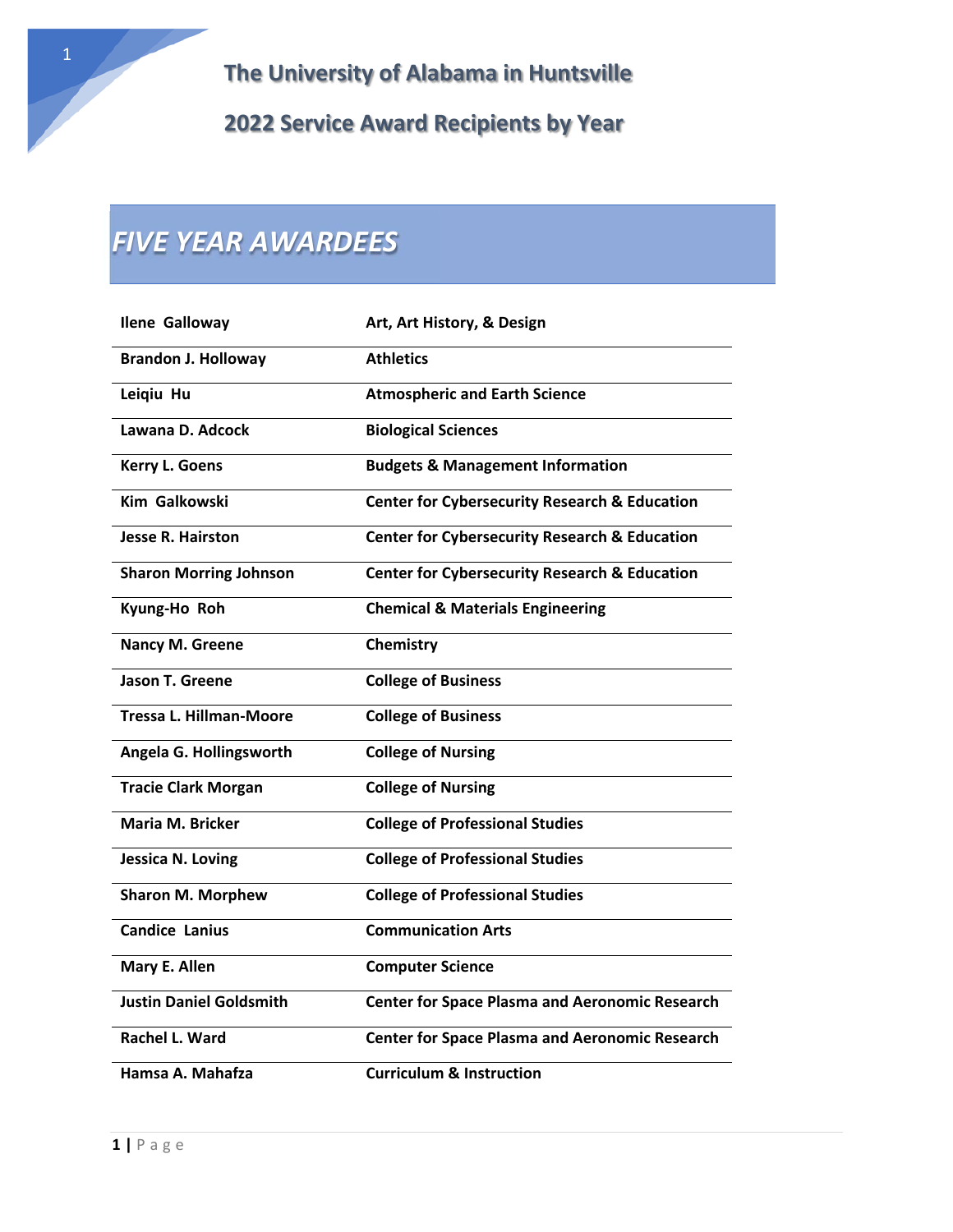# The University of Alabama in Huntsville

## 2022 Service Award Recipients by Year

## *FIVE YEAR AWARDEES*

| | |
|---|---|
| **Ilene Galloway** | **Art, Art History, & Design** |
| **Brandon J. Holloway** | **Athletics** |
| **Leiqiu Hu** | **Atmospheric and Earth Science** |
| **Lawana D. Adcock** | **Biological Sciences** |
| **Kerry L. Goens** | **Budgets & Management Information** |
| **Kim Galkowski** | **Center for Cybersecurity Research & Education** |
| **Jesse R. Hairston** | **Center for Cybersecurity Research & Education** |
| **Sharon Morring Johnson** | **Center for Cybersecurity Research & Education** |
| **Kyung-Ho Roh** | **Chemical & Materials Engineering** |
| **Nancy M. Greene** | **Chemistry** |
| **Jason T. Greene** | **College of Business** |
| **Tressa L. Hillman-Moore** | **College of Business** |
| **Angela G. Hollingsworth** | **College of Nursing** |
| **Tracie Clark Morgan** | **College of Nursing** |
| **Maria M. Bricker** | **College of Professional Studies** |
| **Jessica N. Loving** | **College of Professional Studies** |
| **Sharon M. Morphew** | **College of Professional Studies** |
| **Candice Lanius** | **Communication Arts** |
| **Mary E. Allen** | **Computer Science** |
| **Justin Daniel Goldsmith** | **Center for Space Plasma and Aeronomic Research** |
| **Rachel L. Ward** | **Center for Space Plasma and Aeronomic Research** |
| **Hamsa A. Mahafza** | **Curriculum & Instruction** |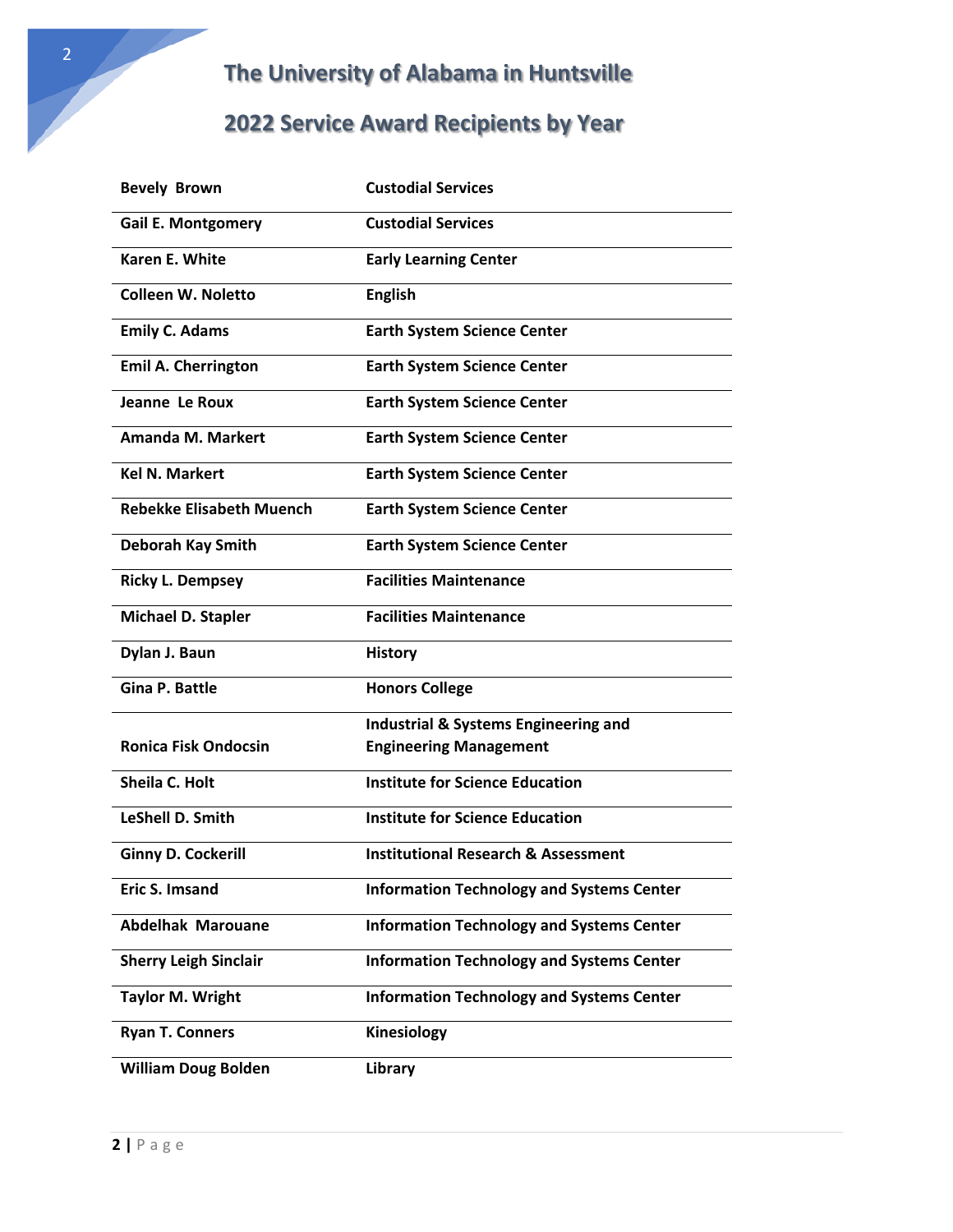# The University of Alabama in Huntsville

## 2022 Service Award Recipients by Year

| | |
|---|---|
| Bevely Brown | Custodial Services |
| Gail E. Montgomery | Custodial Services |
| Karen E. White | Early Learning Center |
| Colleen W. Noletto | English |
| Emily C. Adams | Earth System Science Center |
| Emil A. Cherrington | Earth System Science Center |
| Jeanne Le Roux | Earth System Science Center |
| Amanda M. Markert | Earth System Science Center |
| Kel N. Markert | Earth System Science Center |
| Rebekke Elisabeth Muench | Earth System Science Center |
| Deborah Kay Smith | Earth System Science Center |
| Ricky L. Dempsey | Facilities Maintenance |
| Michael D. Stapler | Facilities Maintenance |
| Dylan J. Baun | History |
| Gina P. Battle | Honors College |
| Ronica Fisk Ondocsin | Industrial & Systems Engineering and Engineering Management |
| Sheila C. Holt | Institute for Science Education |
| LeShell D. Smith | Institute for Science Education |
| Ginny D. Cockerill | Institutional Research & Assessment |
| Eric S. Imsand | Information Technology and Systems Center |
| Abdelhak Marouane | Information Technology and Systems Center |
| Sherry Leigh Sinclair | Information Technology and Systems Center |
| Taylor M. Wright | Information Technology and Systems Center |
| Ryan T. Conners | Kinesiology |
| William Doug Bolden | Library |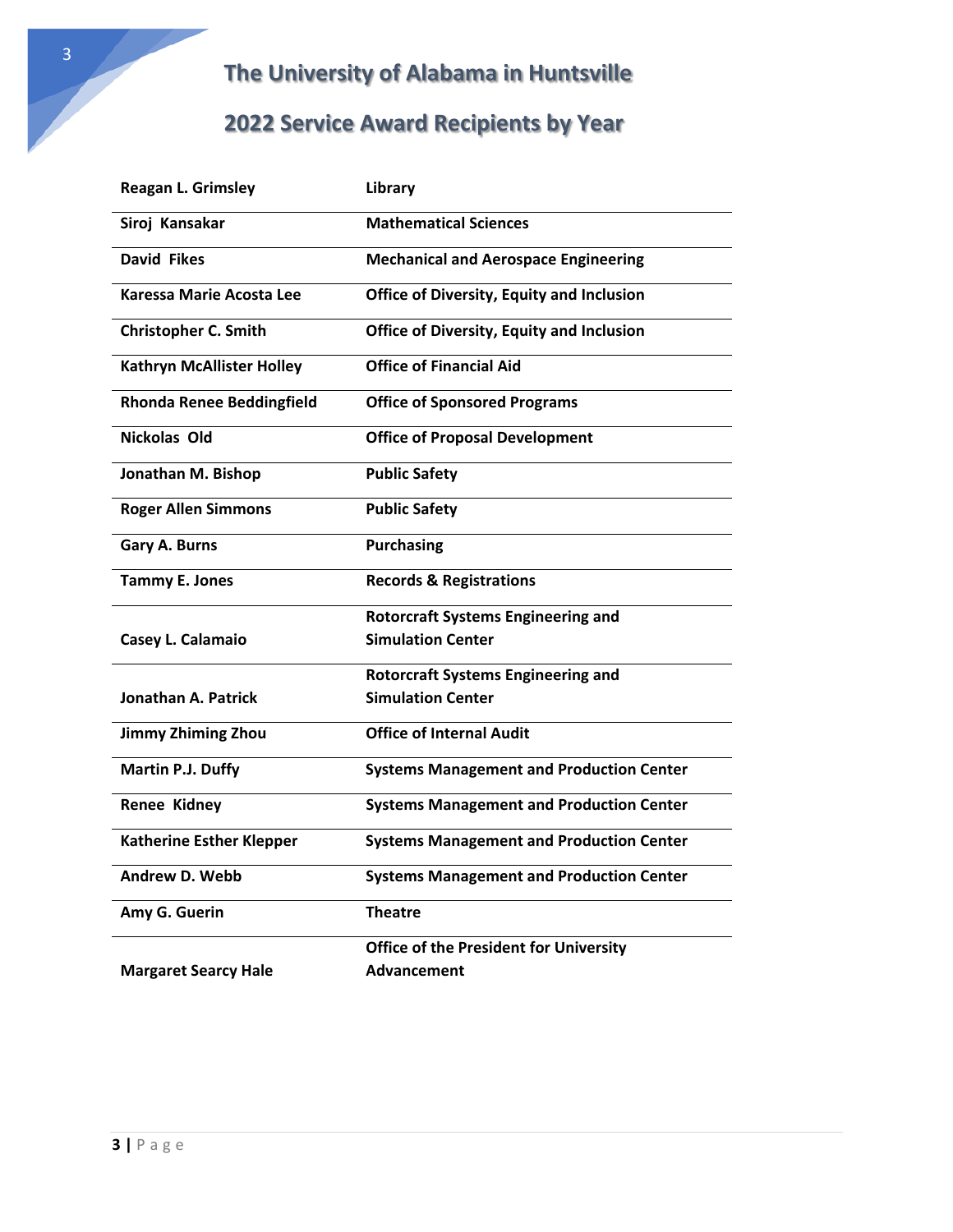# The University of Alabama in Huntsville

## 2022 Service Award Recipients by Year

| | |
|---|---|
| **Reagan L. Grimsley** | **Library** |
| **Siroj Kansakar** | **Mathematical Sciences** |
| **David Fikes** | **Mechanical and Aerospace Engineering** |
| **Karessa Marie Acosta Lee** | **Office of Diversity, Equity and Inclusion** |
| **Christopher C. Smith** | **Office of Diversity, Equity and Inclusion** |
| **Kathryn McAllister Holley** | **Office of Financial Aid** |
| **Rhonda Renee Beddingfield** | **Office of Sponsored Programs** |
| **Nickolas Old** | **Office of Proposal Development** |
| **Jonathan M. Bishop** | **Public Safety** |
| **Roger Allen Simmons** | **Public Safety** |
| **Gary A. Burns** | **Purchasing** |
| **Tammy E. Jones** | **Records & Registrations** |
| **Casey L. Calamaio** | **Rotorcraft Systems Engineering and Simulation Center** |
| **Jonathan A. Patrick** | **Rotorcraft Systems Engineering and Simulation Center** |
| **Jimmy Zhiming Zhou** | **Office of Internal Audit** |
| **Martin P.J. Duffy** | **Systems Management and Production Center** |
| **Renee Kidney** | **Systems Management and Production Center** |
| **Katherine Esther Klepper** | **Systems Management and Production Center** |
| **Andrew D. Webb** | **Systems Management and Production Center** |
| **Amy G. Guerin** | **Theatre** |
| **Margaret Searcy Hale** | **Office of the President for University Advancement** |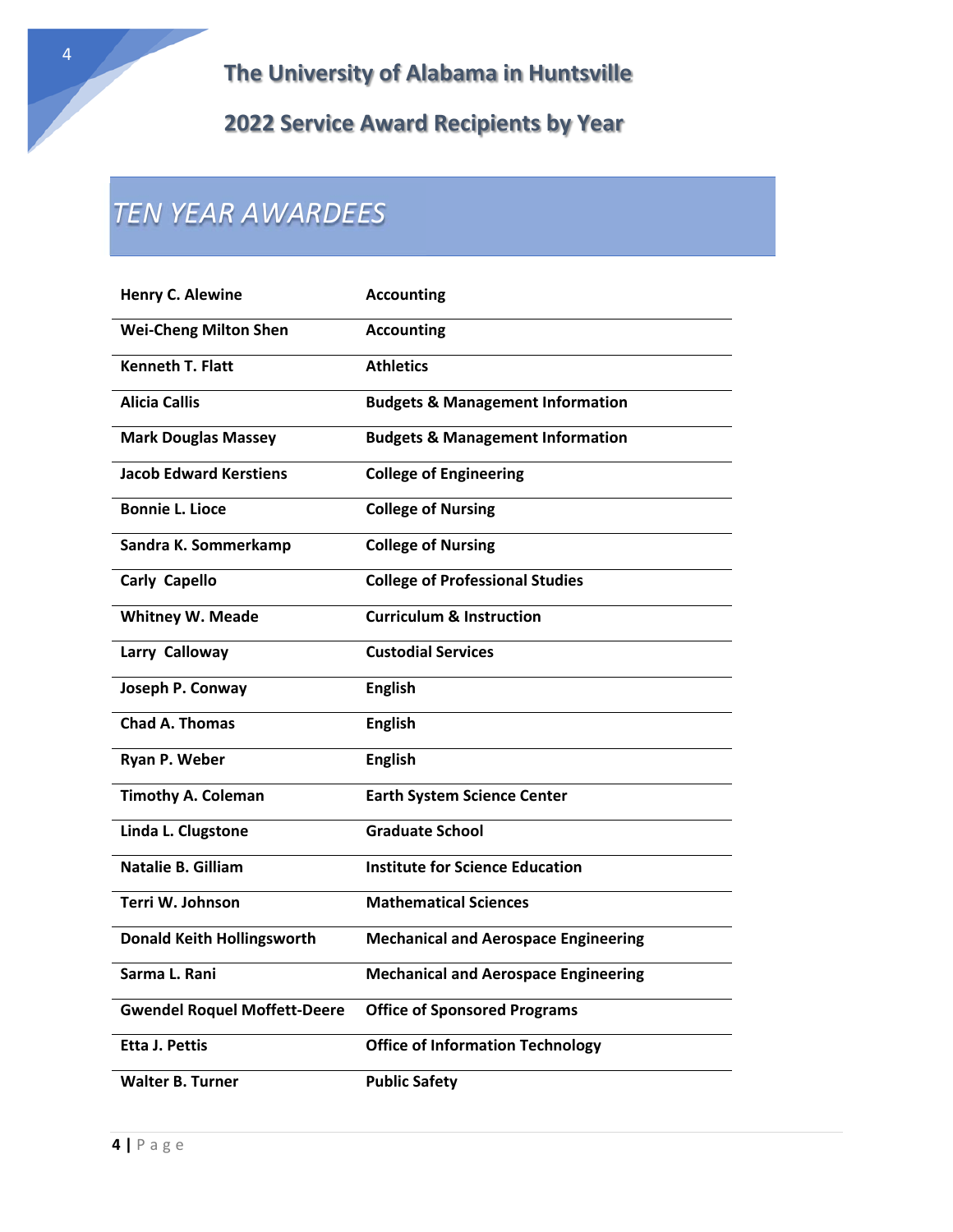# The University of Alabama in Huntsville

## 2022 Service Award Recipients by Year

## *TEN YEAR AWARDEES*

| Name | Department |
| --- | --- |
| **Henry C. Alewine** | **Accounting** |
| **Wei-Cheng Milton Shen** | **Accounting** |
| **Kenneth T. Flatt** | **Athletics** |
| **Alicia Callis** | **Budgets & Management Information** |
| **Mark Douglas Massey** | **Budgets & Management Information** |
| **Jacob Edward Kerstiens** | **College of Engineering** |
| **Bonnie L. Lioce** | **College of Nursing** |
| **Sandra K. Sommerkamp** | **College of Nursing** |
| **Carly Capello** | **College of Professional Studies** |
| **Whitney W. Meade** | **Curriculum & Instruction** |
| **Larry Calloway** | **Custodial Services** |
| **Joseph P. Conway** | **English** |
| **Chad A. Thomas** | **English** |
| **Ryan P. Weber** | **English** |
| **Timothy A. Coleman** | **Earth System Science Center** |
| **Linda L. Clugstone** | **Graduate School** |
| **Natalie B. Gilliam** | **Institute for Science Education** |
| **Terri W. Johnson** | **Mathematical Sciences** |
| **Donald Keith Hollingsworth** | **Mechanical and Aerospace Engineering** |
| **Sarma L. Rani** | **Mechanical and Aerospace Engineering** |
| **Gwendel Roquel Moffett-Deere** | **Office of Sponsored Programs** |
| **Etta J. Pettis** | **Office of Information Technology** |
| **Walter B. Turner** | **Public Safety** |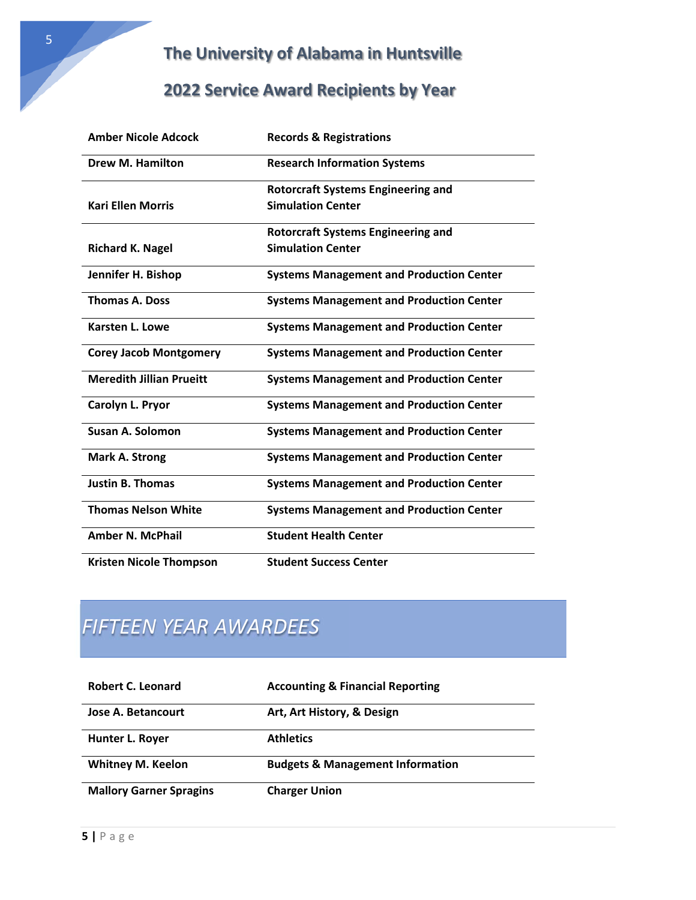# The University of Alabama in Huntsville

## 2022 Service Award Recipients by Year

| | |
|---|---|
| **Amber Nicole Adcock** | **Records & Registrations** |
| **Drew M. Hamilton** | **Research Information Systems** |
| **Kari Ellen Morris** | **Rotorcraft Systems Engineering and Simulation Center** |
| **Richard K. Nagel** | **Rotorcraft Systems Engineering and Simulation Center** |
| **Jennifer H. Bishop** | **Systems Management and Production Center** |
| **Thomas A. Doss** | **Systems Management and Production Center** |
| **Karsten L. Lowe** | **Systems Management and Production Center** |
| **Corey Jacob Montgomery** | **Systems Management and Production Center** |
| **Meredith Jillian Prueitt** | **Systems Management and Production Center** |
| **Carolyn L. Pryor** | **Systems Management and Production Center** |
| **Susan A. Solomon** | **Systems Management and Production Center** |
| **Mark A. Strong** | **Systems Management and Production Center** |
| **Justin B. Thomas** | **Systems Management and Production Center** |
| **Thomas Nelson White** | **Systems Management and Production Center** |
| **Amber N. McPhail** | **Student Health Center** |
| **Kristen Nicole Thompson** | **Student Success Center** |

## *FIFTEEN YEAR AWARDEES*

| | |
|---|---|
| **Robert C. Leonard** | **Accounting & Financial Reporting** |
| **Jose A. Betancourt** | **Art, Art History, & Design** |
| **Hunter L. Royer** | **Athletics** |
| **Whitney M. Keelon** | **Budgets & Management Information** |
| **Mallory Garner Spragins** | **Charger Union** |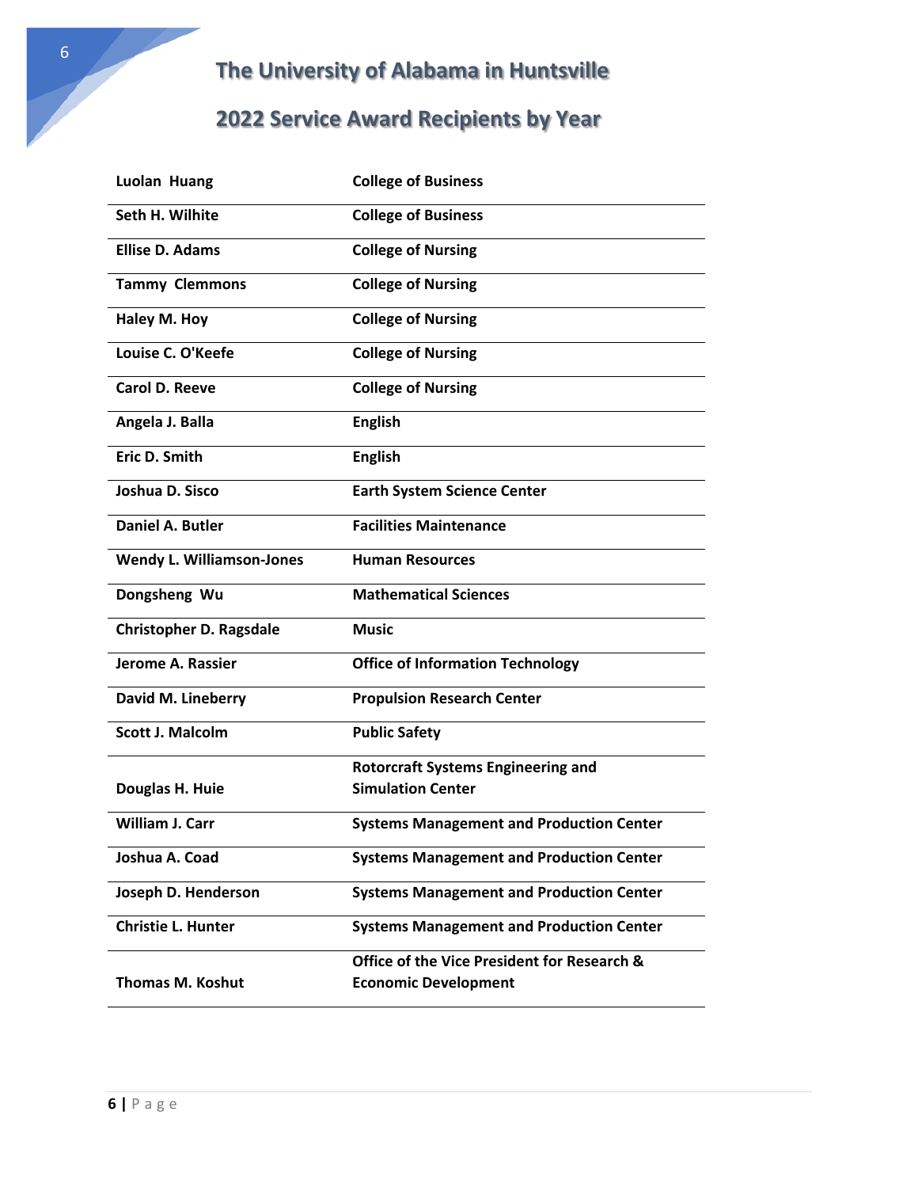# The University of Alabama in Huntsville

## 2022 Service Award Recipients by Year

| | |
|---|---|
| **Luolan Huang** | **College of Business** |
| **Seth H. Wilhite** | **College of Business** |
| **Ellise D. Adams** | **College of Nursing** |
| **Tammy Clemmons** | **College of Nursing** |
| **Haley M. Hoy** | **College of Nursing** |
| **Louise C. O'Keefe** | **College of Nursing** |
| **Carol D. Reeve** | **College of Nursing** |
| **Angela J. Balla** | **English** |
| **Eric D. Smith** | **English** |
| **Joshua D. Sisco** | **Earth System Science Center** |
| **Daniel A. Butler** | **Facilities Maintenance** |
| **Wendy L. Williamson-Jones** | **Human Resources** |
| **Dongsheng Wu** | **Mathematical Sciences** |
| **Christopher D. Ragsdale** | **Music** |
| **Jerome A. Rassier** | **Office of Information Technology** |
| **David M. Lineberry** | **Propulsion Research Center** |
| **Scott J. Malcolm** | **Public Safety** |
| **Douglas H. Huie** | **Rotorcraft Systems Engineering and Simulation Center** |
| **William J. Carr** | **Systems Management and Production Center** |
| **Joshua A. Coad** | **Systems Management and Production Center** |
| **Joseph D. Henderson** | **Systems Management and Production Center** |
| **Christie L. Hunter** | **Systems Management and Production Center** |
| **Thomas M. Koshut** | **Office of the Vice President for Research & Economic Development** |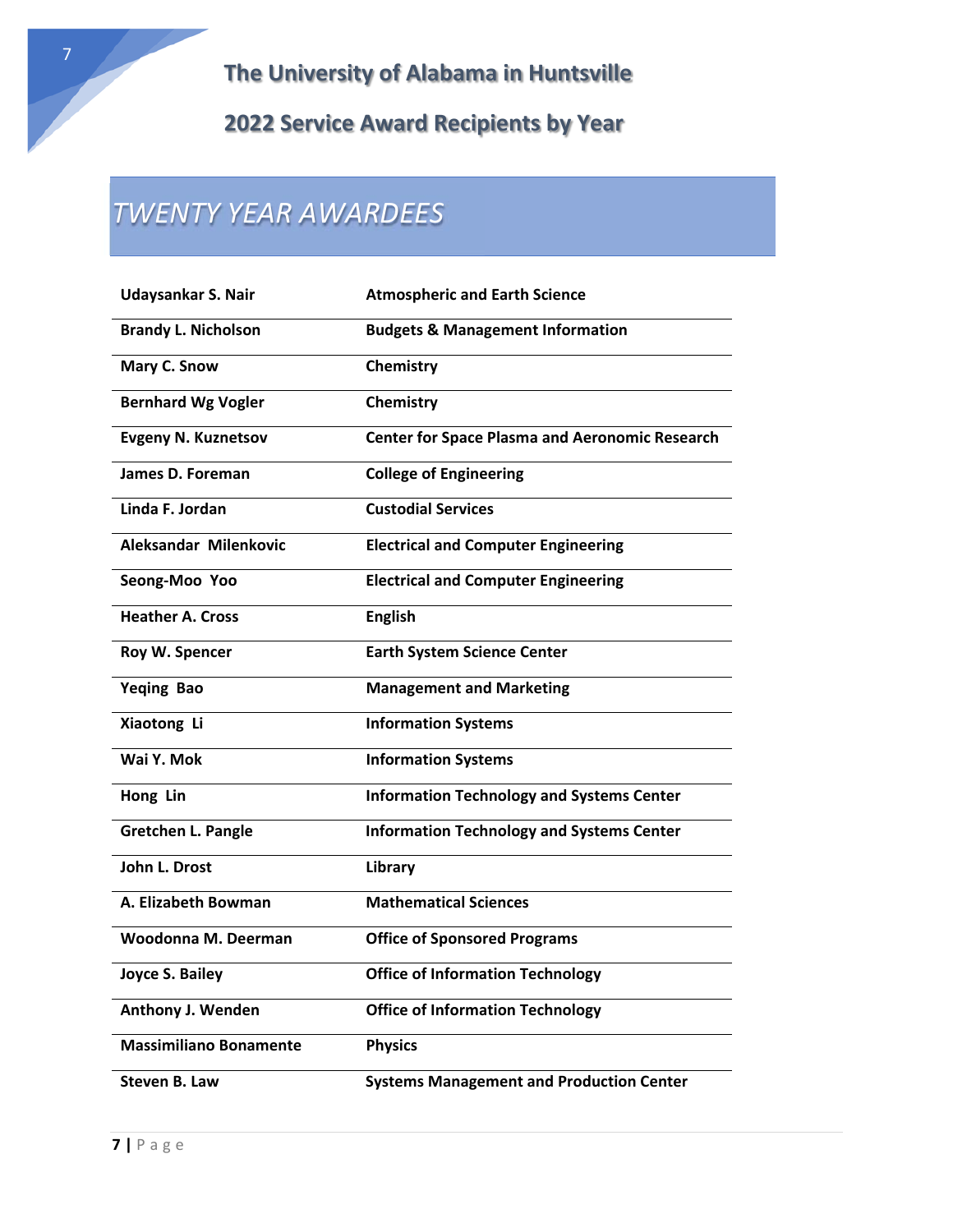# The University of Alabama in Huntsville

## 2022 Service Award Recipients by Year

## *TWENTY YEAR AWARDEES*

| | |
|---|---|
| **Udaysankar S. Nair** | **Atmospheric and Earth Science** |
| **Brandy L. Nicholson** | **Budgets & Management Information** |
| **Mary C. Snow** | **Chemistry** |
| **Bernhard Wg Vogler** | **Chemistry** |
| **Evgeny N. Kuznetsov** | **Center for Space Plasma and Aeronomic Research** |
| **James D. Foreman** | **College of Engineering** |
| **Linda F. Jordan** | **Custodial Services** |
| **Aleksandar Milenkovic** | **Electrical and Computer Engineering** |
| **Seong-Moo Yoo** | **Electrical and Computer Engineering** |
| **Heather A. Cross** | **English** |
| **Roy W. Spencer** | **Earth System Science Center** |
| **Yeqing Bao** | **Management and Marketing** |
| **Xiaotong Li** | **Information Systems** |
| **Wai Y. Mok** | **Information Systems** |
| **Hong Lin** | **Information Technology and Systems Center** |
| **Gretchen L. Pangle** | **Information Technology and Systems Center** |
| **John L. Drost** | **Library** |
| **A. Elizabeth Bowman** | **Mathematical Sciences** |
| **Woodonna M. Deerman** | **Office of Sponsored Programs** |
| **Joyce S. Bailey** | **Office of Information Technology** |
| **Anthony J. Wenden** | **Office of Information Technology** |
| **Massimiliano Bonamente** | **Physics** |
| **Steven B. Law** | **Systems Management and Production Center** |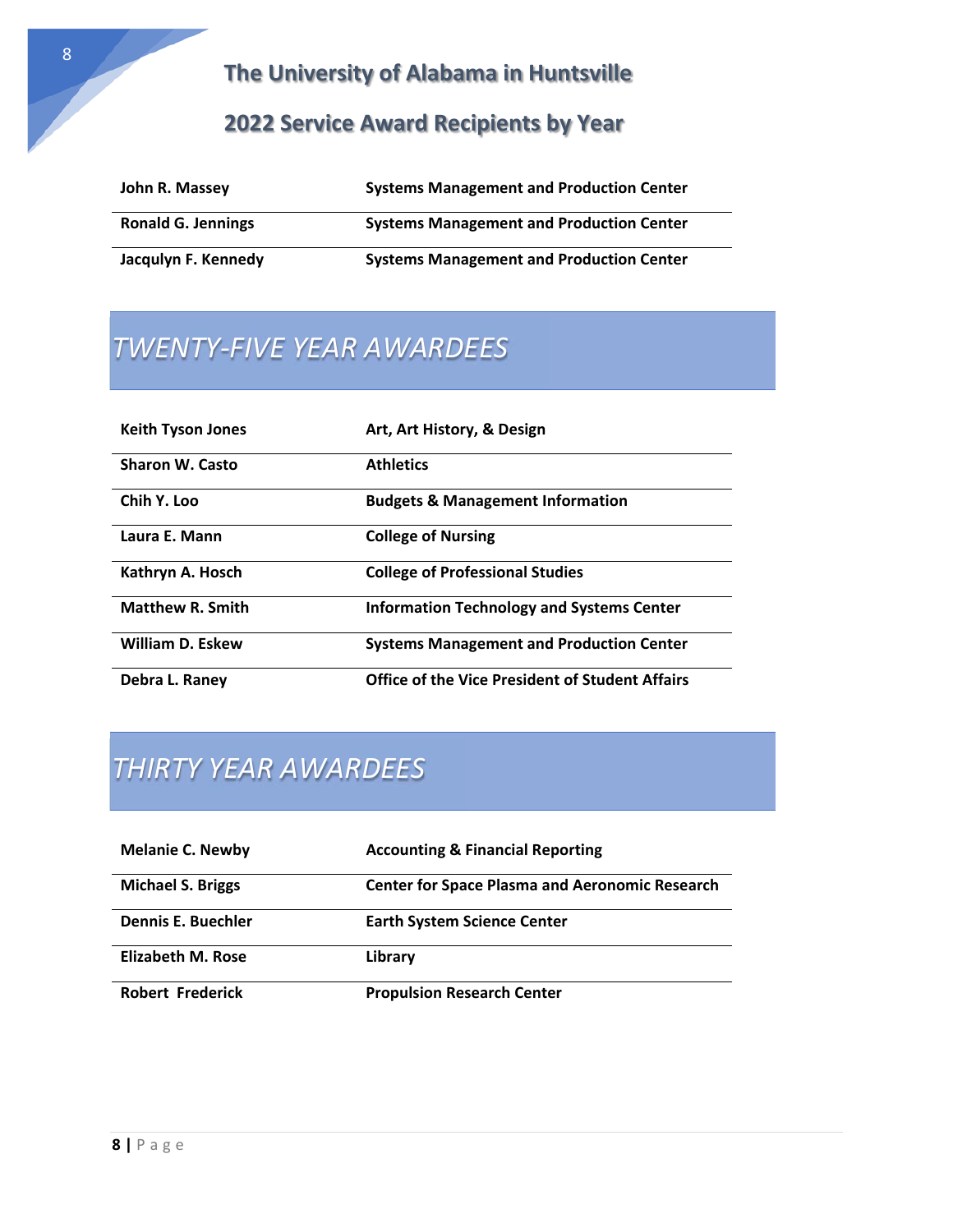| | |
|---|---|
| **John R. Massey** | **Systems Management and Production Center** |
| **Ronald G. Jennings** | **Systems Management and Production Center** |
| **Jacqulyn F. Kennedy** | **Systems Management and Production Center** |

## *TWENTY-FIVE YEAR AWARDEES*

| | |
|---|---|
| **Keith Tyson Jones** | **Art, Art History, & Design** |
| **Sharon W. Casto** | **Athletics** |
| **Chih Y. Loo** | **Budgets & Management Information** |
| **Laura E. Mann** | **College of Nursing** |
| **Kathryn A. Hosch** | **College of Professional Studies** |
| **Matthew R. Smith** | **Information Technology and Systems Center** |
| **William D. Eskew** | **Systems Management and Production Center** |
| **Debra L. Raney** | **Office of the Vice President of Student Affairs** |

## *THIRTY YEAR AWARDEES*

| | |
|---|---|
| **Melanie C. Newby** | **Accounting & Financial Reporting** |
| **Michael S. Briggs** | **Center for Space Plasma and Aeronomic Research** |
| **Dennis E. Buechler** | **Earth System Science Center** |
| **Elizabeth M. Rose** | **Library** |
| **Robert Frederick** | **Propulsion Research Center** |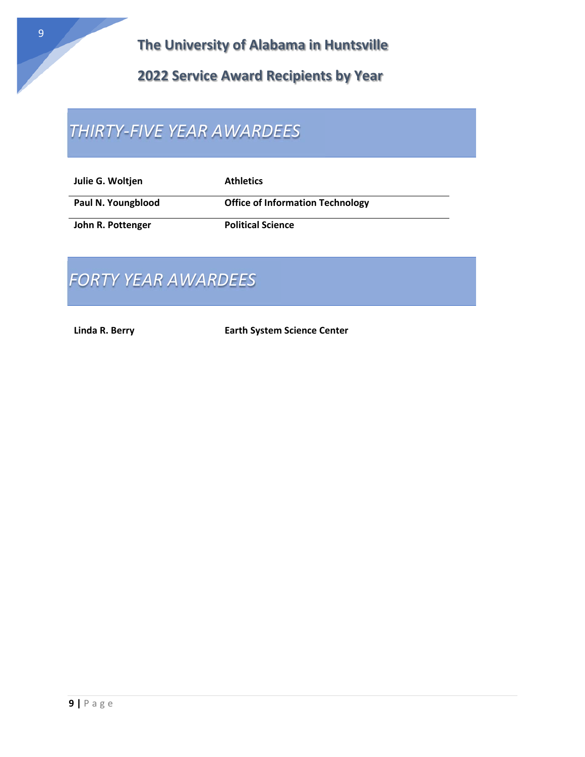# The University of Alabama in Huntsville

## 2022 Service Award Recipients by Year

## *THIRTY-FIVE YEAR AWARDEES*

| | |
|---|---|
| **Julie G. Woltjen** | **Athletics** |
| **Paul N. Youngblood** | **Office of Information Technology** |
| **John R. Pottenger** | **Political Science** |

## *FORTY YEAR AWARDEES*

| | |
|---|---|
| **Linda R. Berry** | **Earth System Science Center** |